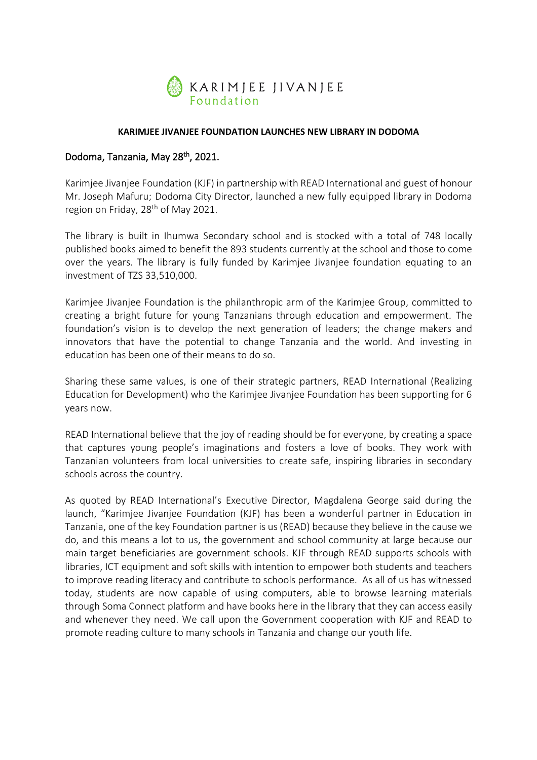KARIMJEE JIVANJEE Foundation

**KARIMJEE JIVANJEE FOUNDATION LAUNCHES NEW LIBRARY IN DODOMA**

Dodoma, Tanzania, May 28th, 2021.

Karimjee Jivanjee Foundation (KJF) in partnership with READ International and guest of honour Mr. Joseph Mafuru; Dodoma City Director, launched a new fully equipped library in Dodoma region on Friday, 28th of May 2021.

The library is built in Ihumwa Secondary school and is stocked with a total of 748 locally published books aimed to benefit the 893 students currently at the school and those to come over the years. The library is fully funded by Karimjee Jivanjee foundation equating to an investment of TZS 33,510,000.

Karimjee Jivanjee Foundation is the philanthropic arm of the Karimjee Group, committed to creating a bright future for young Tanzanians through education and empowerment. The foundation's vision is to develop the next generation of leaders; the change makers and innovators that have the potential to change Tanzania and the world. And investing in education has been one of their means to do so.

Sharing these same values, is one of their strategic partners, READ International (Realizing Education for Development) who the Karimjee Jivanjee Foundation has been supporting for 6 years now.

READ International believe that the joy of reading should be for everyone, by creating a space that captures young people's imaginations and fosters a love of books. They work with Tanzanian volunteers from local universities to create safe, inspiring libraries in secondary schools across the country.

As quoted by READ International's Executive Director, Magdalena George said during the launch, "Karimjee Jivanjee Foundation (KJF) has been a wonderful partner in Education in Tanzania, one of the key Foundation partner is us (READ) because they believe in the cause we do, and this means a lot to us, the government and school community at large because our main target beneficiaries are government schools. KJF through READ supports schools with libraries, ICT equipment and soft skills with intention to empower both students and teachers to improve reading literacy and contribute to schools performance. As all of us has witnessed today, students are now capable of using computers, able to browse learning materials through Soma Connect platform and have books here in the library that they can access easily and whenever they need. We call upon the Government cooperation with KJF and READ to promote reading culture to many schools in Tanzania and change our youth life.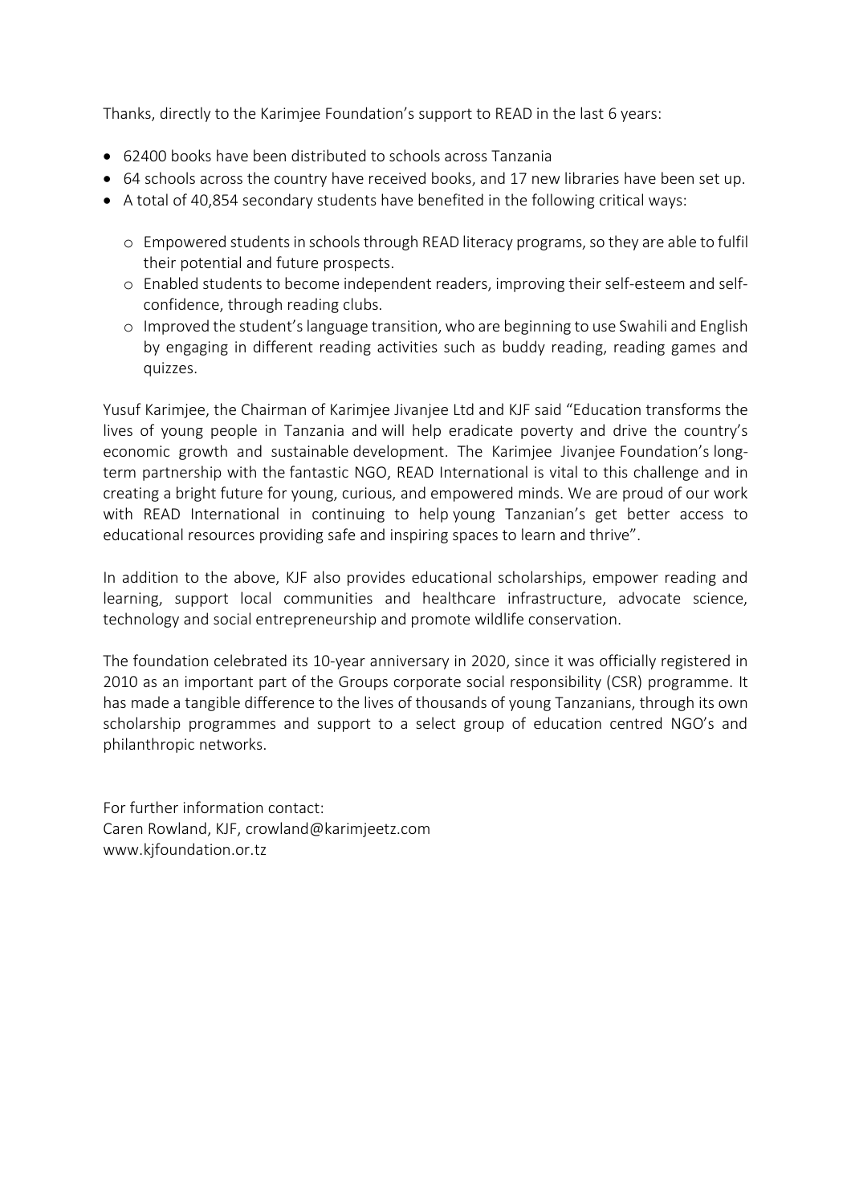Thanks, directly to the Karimjee Foundation's support to READ in the last 6 years:

- 62400 books have been distributed to schools across Tanzania
- 64 schools across the country have received books, and 17 new libraries have been set up.
- A total of 40,854 secondary students have benefited in the following critical ways:
    - Empowered students in schools through READ literacy programs, so they are able to fulfil their potential and future prospects.
    - Enabled students to become independent readers, improving their self-esteem and self-confidence, through reading clubs.
    - Improved the student's language transition, who are beginning to use Swahili and English by engaging in different reading activities such as buddy reading, reading games and quizzes.

Yusuf Karimjee, the Chairman of Karimjee Jivanjee Ltd and KJF said "Education transforms the lives of young people in Tanzania and will help eradicate poverty and drive the country's economic growth and sustainable development. The Karimjee Jivanjee Foundation's long-term partnership with the fantastic NGO, READ International is vital to this challenge and in creating a bright future for young, curious, and empowered minds. We are proud of our work with READ International in continuing to help young Tanzanian's get better access to educational resources providing safe and inspiring spaces to learn and thrive".

In addition to the above, KJF also provides educational scholarships, empower reading and learning, support local communities and healthcare infrastructure, advocate science, technology and social entrepreneurship and promote wildlife conservation.

The foundation celebrated its 10-year anniversary in 2020, since it was officially registered in 2010 as an important part of the Groups corporate social responsibility (CSR) programme. It has made a tangible difference to the lives of thousands of young Tanzanians, through its own scholarship programmes and support to a select group of education centred NGO's and philanthropic networks.

For further information contact:
Caren Rowland, KJF, crowland@karimjeetz.com
www.kjfoundation.or.tz